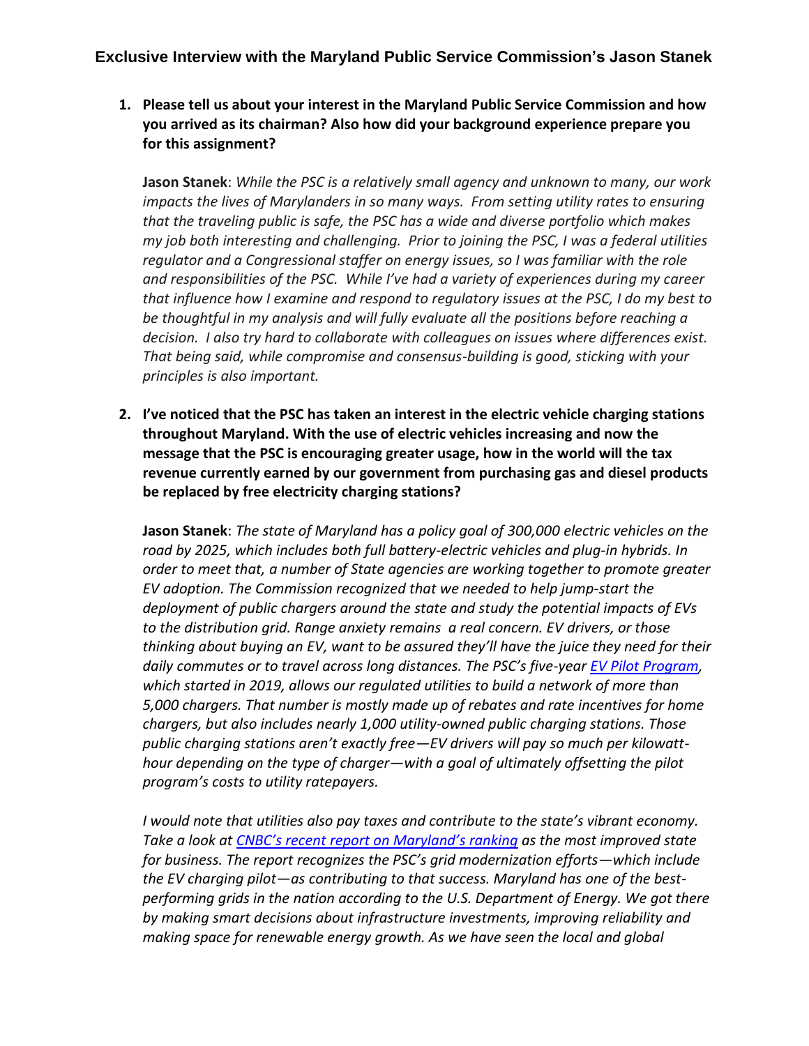# Exclusive Interview with the Maryland Public Service Commission's Jason Stanek

1. **Please tell us about your interest in the Maryland Public Service Commission and how you arrived as its chairman? Also how did your background experience prepare you for this assignment?**

   **Jason Stanek**: *While the PSC is a relatively small agency and unknown to many, our work impacts the lives of Marylanders in so many ways. From setting utility rates to ensuring that the traveling public is safe, the PSC has a wide and diverse portfolio which makes my job both interesting and challenging. Prior to joining the PSC, I was a federal utilities regulator and a Congressional staffer on energy issues, so I was familiar with the role and responsibilities of the PSC. While I've had a variety of experiences during my career that influence how I examine and respond to regulatory issues at the PSC, I do my best to be thoughtful in my analysis and will fully evaluate all the positions before reaching a decision. I also try hard to collaborate with colleagues on issues where differences exist. That being said, while compromise and consensus-building is good, sticking with your principles is also important.*

2. **I've noticed that the PSC has taken an interest in the electric vehicle charging stations throughout Maryland. With the use of electric vehicles increasing and now the message that the PSC is encouraging greater usage, how in the world will the tax revenue currently earned by our government from purchasing gas and diesel products be replaced by free electricity charging stations?**

   **Jason Stanek**: *The state of Maryland has a policy goal of 300,000 electric vehicles on the road by 2025, which includes both full battery-electric vehicles and plug-in hybrids. In order to meet that, a number of State agencies are working together to promote greater EV adoption. The Commission recognized that we needed to help jump-start the deployment of public chargers around the state and study the potential impacts of EVs to the distribution grid. Range anxiety remains a real concern. EV drivers, or those thinking about buying an EV, want to be assured they'll have the juice they need for their daily commutes or to travel across long distances. The PSC's five-year [EV Pilot Program](), which started in 2019, allows our regulated utilities to build a network of more than 5,000 chargers. That number is mostly made up of rebates and rate incentives for home chargers, but also includes nearly 1,000 utility-owned public charging stations. Those public charging stations aren't exactly free—EV drivers will pay so much per kilowatt-hour depending on the type of charger—with a goal of ultimately offsetting the pilot program's costs to utility ratepayers.*

   *I would note that utilities also pay taxes and contribute to the state's vibrant economy. Take a look at [CNBC's recent report on Maryland's ranking]() as the most improved state for business. The report recognizes the PSC's grid modernization efforts—which include the EV charging pilot—as contributing to that success. Maryland has one of the best-performing grids in the nation according to the U.S. Department of Energy. We got there by making smart decisions about infrastructure investments, improving reliability and making space for renewable energy growth. As we have seen the local and global*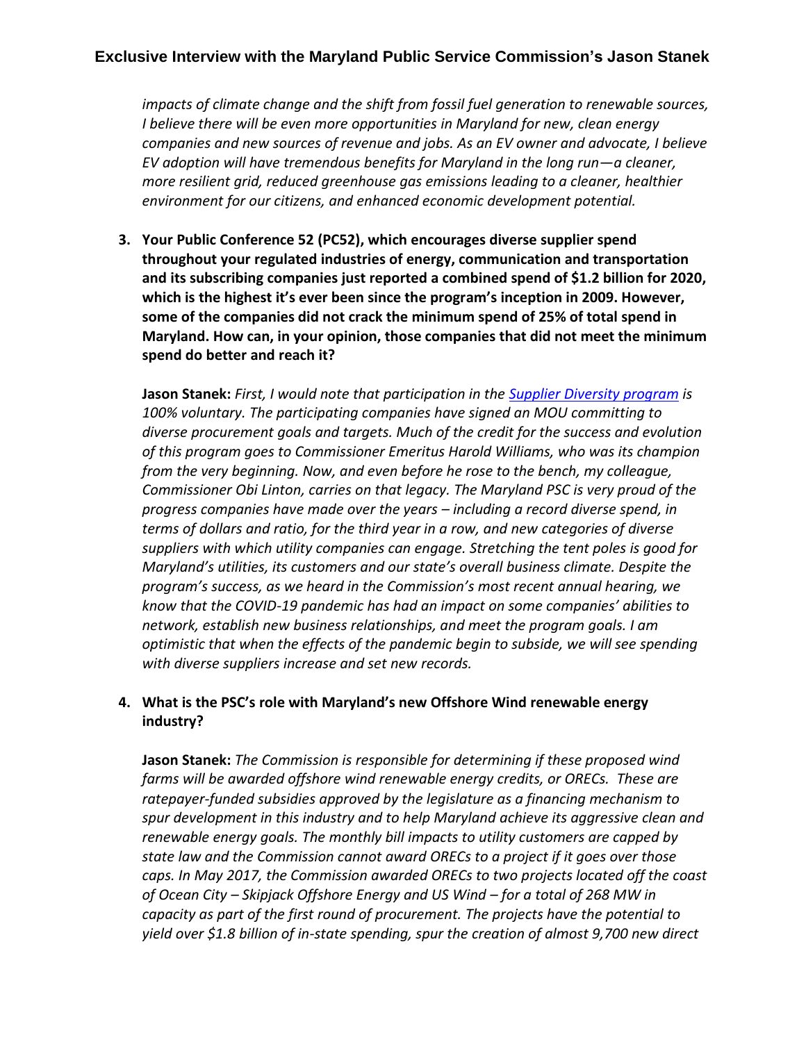*impacts of climate change and the shift from fossil fuel generation to renewable sources, I believe there will be even more opportunities in Maryland for new, clean energy companies and new sources of revenue and jobs. As an EV owner and advocate, I believe EV adoption will have tremendous benefits for Maryland in the long run—a cleaner, more resilient grid, reduced greenhouse gas emissions leading to a cleaner, healthier environment for our citizens, and enhanced economic development potential.*

3. **Your Public Conference 52 (PC52), which encourages diverse supplier spend throughout your regulated industries of energy, communication and transportation and its subscribing companies just reported a combined spend of $1.2 billion for 2020, which is the highest it's ever been since the program's inception in 2009. However, some of the companies did not crack the minimum spend of 25% of total spend in Maryland. How can, in your opinion, those companies that did not meet the minimum spend do better and reach it?**

   **Jason Stanek:** *First, I would note that participation in the [Supplier Diversity program]() is 100% voluntary. The participating companies have signed an MOU committing to diverse procurement goals and targets. Much of the credit for the success and evolution of this program goes to Commissioner Emeritus Harold Williams, who was its champion from the very beginning. Now, and even before he rose to the bench, my colleague, Commissioner Obi Linton, carries on that legacy. The Maryland PSC is very proud of the progress companies have made over the years – including a record diverse spend, in terms of dollars and ratio, for the third year in a row, and new categories of diverse suppliers with which utility companies can engage. Stretching the tent poles is good for Maryland's utilities, its customers and our state's overall business climate. Despite the program's success, as we heard in the Commission's most recent annual hearing, we know that the COVID-19 pandemic has had an impact on some companies' abilities to network, establish new business relationships, and meet the program goals. I am optimistic that when the effects of the pandemic begin to subside, we will see spending with diverse suppliers increase and set new records.*

4. **What is the PSC's role with Maryland's new Offshore Wind renewable energy industry?**

   **Jason Stanek:** *The Commission is responsible for determining if these proposed wind farms will be awarded offshore wind renewable energy credits, or ORECs. These are ratepayer-funded subsidies approved by the legislature as a financing mechanism to spur development in this industry and to help Maryland achieve its aggressive clean and renewable energy goals. The monthly bill impacts to utility customers are capped by state law and the Commission cannot award ORECs to a project if it goes over those caps. In May 2017, the Commission awarded ORECs to two projects located off the coast of Ocean City – Skipjack Offshore Energy and US Wind – for a total of 268 MW in capacity as part of the first round of procurement. The projects have the potential to yield over $1.8 billion of in-state spending, spur the creation of almost 9,700 new direct*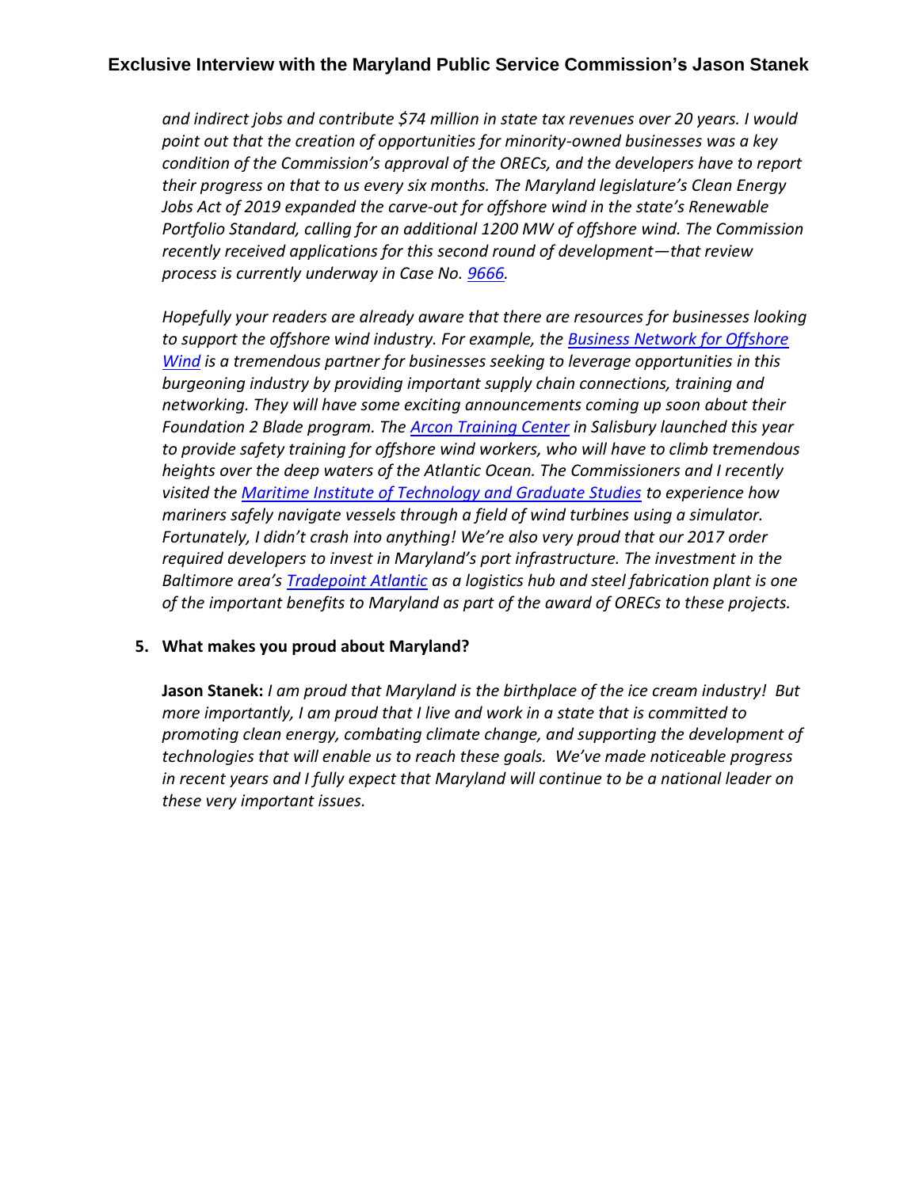*and indirect jobs and contribute $74 million in state tax revenues over 20 years. I would point out that the creation of opportunities for minority-owned businesses was a key condition of the Commission's approval of the ORECs, and the developers have to report their progress on that to us every six months. The Maryland legislature's Clean Energy Jobs Act of 2019 expanded the carve-out for offshore wind in the state's Renewable Portfolio Standard, calling for an additional 1200 MW of offshore wind. The Commission recently received applications for this second round of development—that review process is currently underway in Case No. 9666.*

*Hopefully your readers are already aware that there are resources for businesses looking to support the offshore wind industry. For example, the Business Network for Offshore Wind is a tremendous partner for businesses seeking to leverage opportunities in this burgeoning industry by providing important supply chain connections, training and networking. They will have some exciting announcements coming up soon about their Foundation 2 Blade program. The Arcon Training Center in Salisbury launched this year to provide safety training for offshore wind workers, who will have to climb tremendous heights over the deep waters of the Atlantic Ocean. The Commissioners and I recently visited the Maritime Institute of Technology and Graduate Studies to experience how mariners safely navigate vessels through a field of wind turbines using a simulator. Fortunately, I didn't crash into anything! We're also very proud that our 2017 order required developers to invest in Maryland's port infrastructure. The investment in the Baltimore area's Tradepoint Atlantic as a logistics hub and steel fabrication plant is one of the important benefits to Maryland as part of the award of ORECs to these projects.*

**5. What makes you proud about Maryland?**

**Jason Stanek:** *I am proud that Maryland is the birthplace of the ice cream industry! But more importantly, I am proud that I live and work in a state that is committed to promoting clean energy, combating climate change, and supporting the development of technologies that will enable us to reach these goals. We've made noticeable progress in recent years and I fully expect that Maryland will continue to be a national leader on these very important issues.*